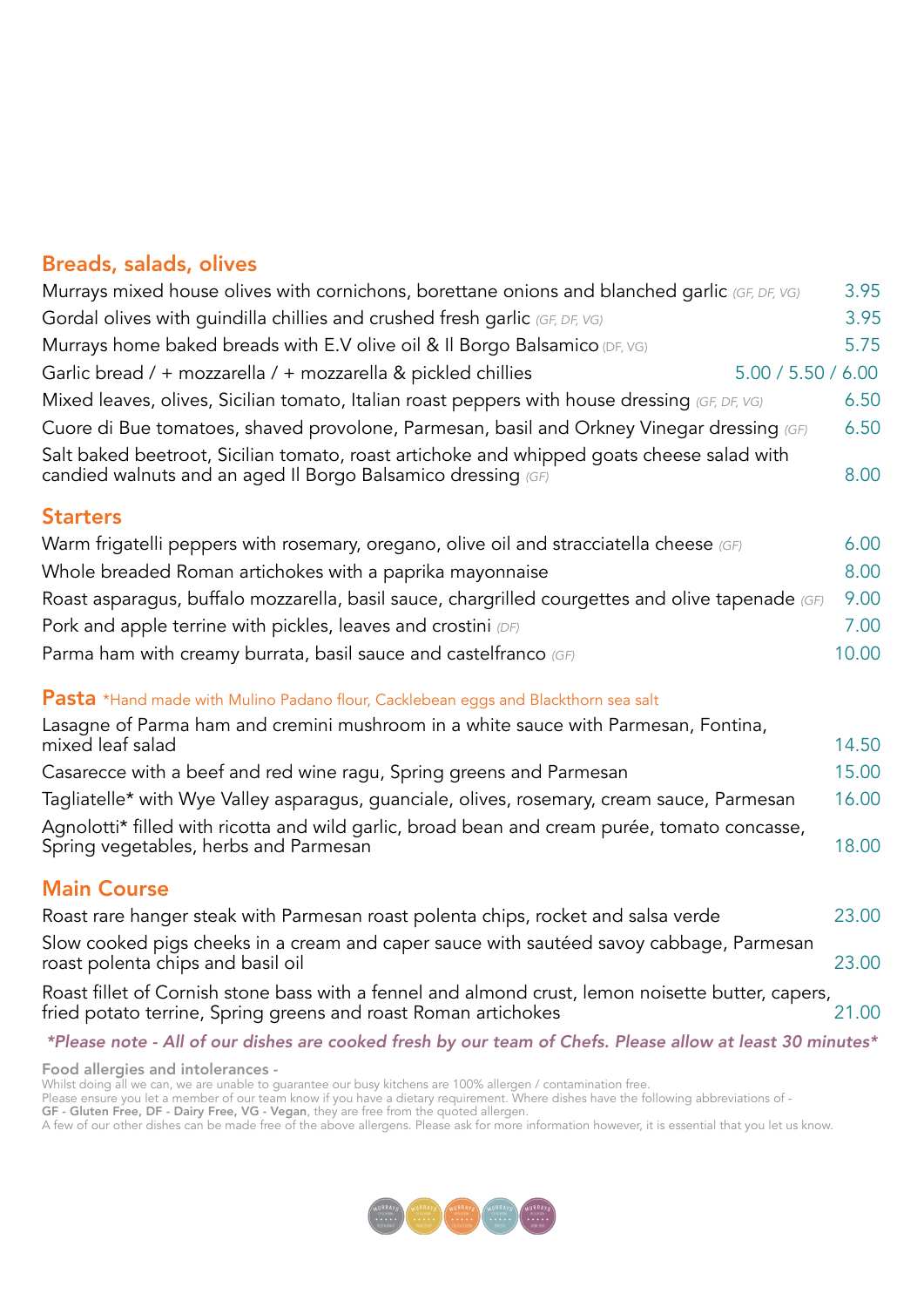## Breads, salads, olives

Murrays mixed house olives with cornichons, borettane onions and blanched garlic *(GF, DF, VG)* 3.95

Gordal olives with guindilla chillies and crushed fresh garlic *(GF, DF, VG)* 3.95

Murrays home baked breads with E.V olive oil & Il Borgo Balsamico *(DF, VG)* 5.75

Garlic bread / + mozzarella / + mozzarella & pickled chillies 5.00 / 5.50 / 6.00

Mixed leaves, olives, Sicilian tomato, Italian roast peppers with house dressing *(GF, DF, VG)* 6.50

Cuore di Bue tomatoes, shaved provolone, Parmesan, basil and Orkney Vinegar dressing *(GF)* 6.50

Salt baked beetroot, Sicilian tomato, roast artichoke and whipped goats cheese salad with candied walnuts and an aged Il Borgo Balsamico dressing *(GF)* 8.00

## Starters

Warm frigatelli peppers with rosemary, oregano, olive oil and stracciatella cheese *(GF)* 6.00

Whole breaded Roman artichokes with a paprika mayonnaise 8.00

Roast asparagus, buffalo mozzarella, basil sauce, chargrilled courgettes and olive tapenade *(GF)* 9.00

Pork and apple terrine with pickles, leaves and crostini *(DF)* 7.00

Parma ham with creamy burrata, basil sauce and castelfranco *(GF)* 10.00

## Pasta *Hand made with Mulino Padano flour, Cacklebean eggs and Blackthorn sea salt

Lasagne of Parma ham and cremini mushroom in a white sauce with Parmesan, Fontina, mixed leaf salad 14.50

Casarecce with a beef and red wine ragu, Spring greens and Parmesan 15.00

Tagliatelle* with Wye Valley asparagus, guanciale, olives, rosemary, cream sauce, Parmesan 16.00

Agnolotti* filled with ricotta and wild garlic, broad bean and cream purée, tomato concasse, Spring vegetables, herbs and Parmesan 18.00

## Main Course

Roast rare hanger steak with Parmesan roast polenta chips, rocket and salsa verde 23.00

Slow cooked pigs cheeks in a cream and caper sauce with sautéed savoy cabbage, Parmesan roast polenta chips and basil oil 23.00

Roast fillet of Cornish stone bass with a fennel and almond crust, lemon noisette butter, capers, fried potato terrine, Spring greens and roast Roman artichokes 21.00

***Please note - All of our dishes are cooked fresh by our team of Chefs. Please allow at least 30 minutes***

**Food allergies and intolerances -**

Whilst doing all we can, we are unable to guarantee our busy kitchens are 100% allergen / contamination free.
Please ensure you let a member of our team know if you have a dietary requirement. Where dishes have the following abbreviations of -
**GF - Gluten Free, DF - Dairy Free, VG - Vegan**, they are free from the quoted allergen.
A few of our other dishes can be made free of the above allergens. Please ask for more information however, it is essential that you let us know.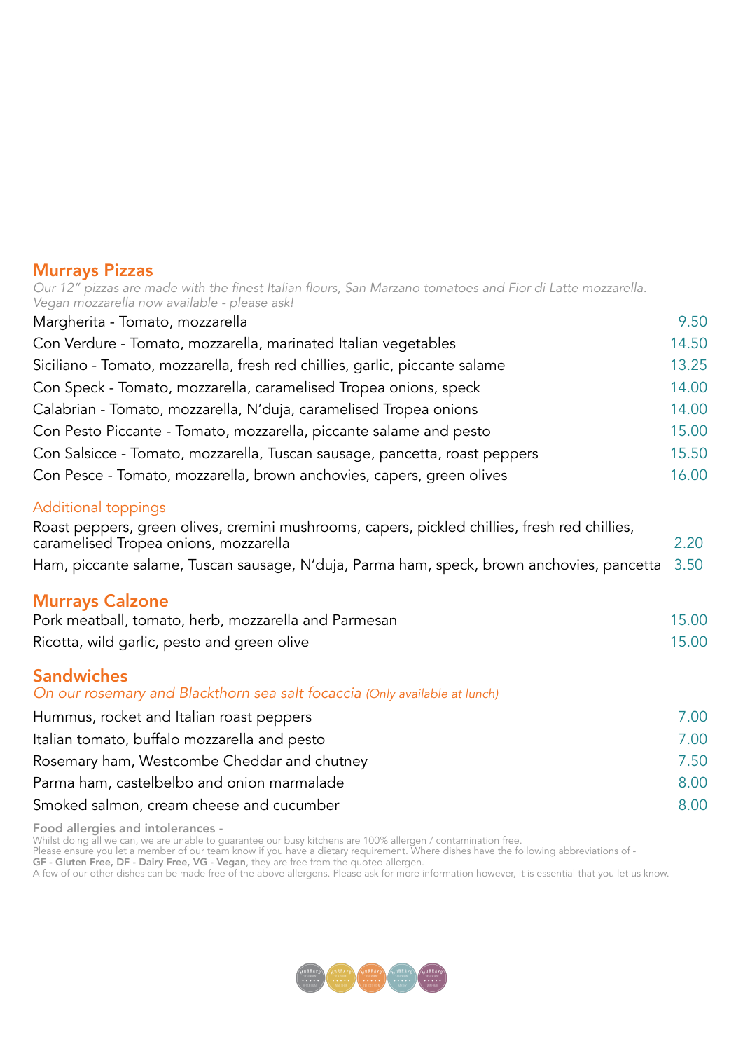## Murrays Pizzas

*Our 12" pizzas are made with the finest Italian flours, San Marzano tomatoes and Fior di Latte mozzarella. Vegan mozzarella now available - please ask!*

| | |
|---|---|
| Margherita - Tomato, mozzarella | 9.50 |
| Con Verdure - Tomato, mozzarella, marinated Italian vegetables | 14.50 |
| Siciliano - Tomato, mozzarella, fresh red chillies, garlic, piccante salame | 13.25 |
| Con Speck - Tomato, mozzarella, caramelised Tropea onions, speck | 14.00 |
| Calabrian - Tomato, mozzarella, N'duja, caramelised Tropea onions | 14.00 |
| Con Pesto Piccante - Tomato, mozzarella, piccante salame and pesto | 15.00 |
| Con Salsicce - Tomato, mozzarella, Tuscan sausage, pancetta, roast peppers | 15.50 |
| Con Pesce - Tomato, mozzarella, brown anchovies, capers, green olives | 16.00 |

### Additional toppings

| | |
|---|---|
| Roast peppers, green olives, cremini mushrooms, capers, pickled chillies, fresh red chillies, caramelised Tropea onions, mozzarella | 2.20 |
| Ham, piccante salame, Tuscan sausage, N'duja, Parma ham, speck, brown anchovies, pancetta | 3.50 |

## Murrays Calzone

| | |
|---|---|
| Pork meatball, tomato, herb, mozzarella and Parmesan | 15.00 |
| Ricotta, wild garlic, pesto and green olive | 15.00 |

## Sandwiches

*On our rosemary and Blackthorn sea salt focaccia (Only available at lunch)*

| | |
|---|---|
| Hummus, rocket and Italian roast peppers | 7.00 |
| Italian tomato, buffalo mozzarella and pesto | 7.00 |
| Rosemary ham, Westcombe Cheddar and chutney | 7.50 |
| Parma ham, castelbelbo and onion marmalade | 8.00 |
| Smoked salmon, cream cheese and cucumber | 8.00 |

**Food allergies and intolerances -**
Whilst doing all we can, we are unable to guarantee our busy kitchens are 100% allergen / contamination free.
Please ensure you let a member of our team know if you have a dietary requirement. Where dishes have the following abbreviations of -
**GF - Gluten Free, DF - Dairy Free, VG - Vegan**, they are free from the quoted allergen.
A few of our other dishes can be made free of the above allergens. Please ask for more information however, it is essential that you let us know.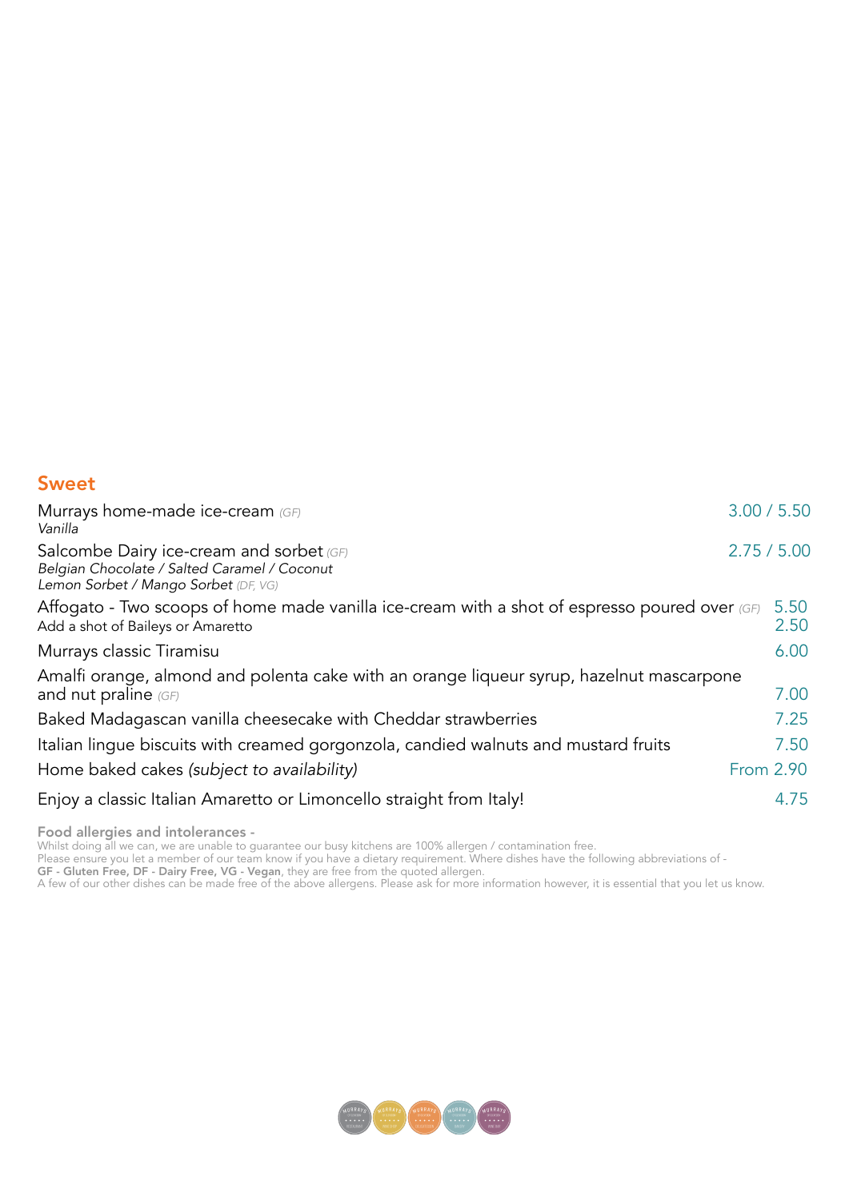## Sweet

Murrays home-made ice-cream *(GF)* 3.00 / 5.50
*Vanilla*

Salcombe Dairy ice-cream and sorbet *(GF)* 2.75 / 5.00
*Belgian Chocolate / Salted Caramel / Coconut*
*Lemon Sorbet / Mango Sorbet (DF, VG)*

Affogato - Two scoops of home made vanilla ice-cream with a shot of espresso poured over *(GF)* 5.50
Add a shot of Baileys or Amaretto 2.50

Murrays classic Tiramisu 6.00

Amalfi orange, almond and polenta cake with an orange liqueur syrup, hazelnut mascarpone and nut praline *(GF)* 7.00

Baked Madagascan vanilla cheesecake with Cheddar strawberries 7.25

Italian lingue biscuits with creamed gorgonzola, candied walnuts and mustard fruits 7.50

Home baked cakes *(subject to availability)* From 2.90

Enjoy a classic Italian Amaretto or Limoncello straight from Italy! 4.75

**Food allergies and intolerances -**
Whilst doing all we can, we are unable to guarantee our busy kitchens are 100% allergen / contamination free.
Please ensure you let a member of our team know if you have a dietary requirement. Where dishes have the following abbreviations of -
**GF - Gluten Free, DF - Dairy Free, VG - Vegan**, they are free from the quoted allergen.
A few of our other dishes can be made free of the above allergens. Please ask for more information however, it is essential that you let us know.